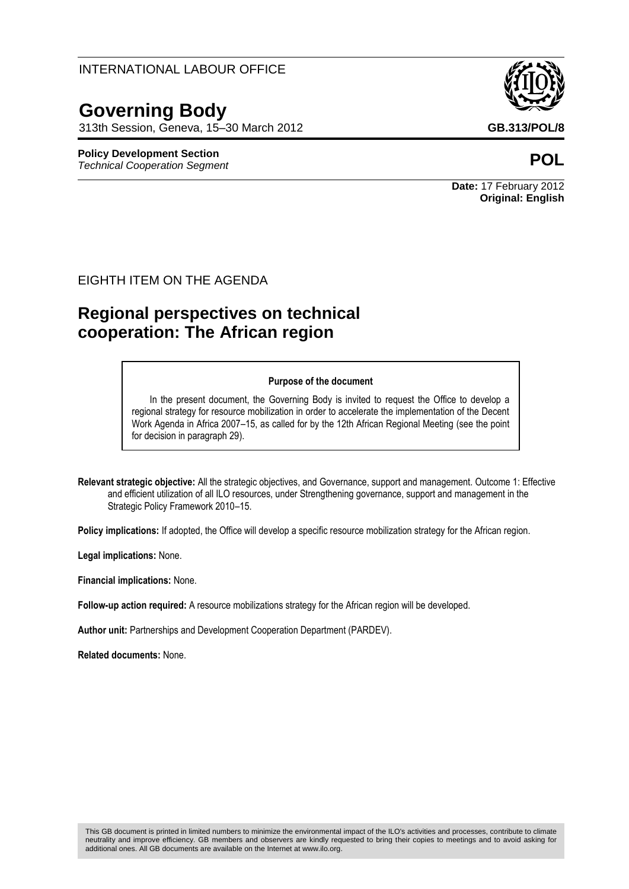INTERNATIONAL LABOUR OFFICE

# Governing Body

313th Session, Geneva, 15–30 March 2012

**GB.313/POL/8**

**Policy Development Section**
*Technical Cooperation Segment*

**POL**

**Date:** 17 February 2012
**Original: English**

EIGHTH ITEM ON THE AGENDA

## Regional perspectives on technical cooperation: The African region

**Purpose of the document**

In the present document, the Governing Body is invited to request the Office to develop a regional strategy for resource mobilization in order to accelerate the implementation of the Decent Work Agenda in Africa 2007–15, as called for by the 12th African Regional Meeting (see the point for decision in paragraph 29).

**Relevant strategic objective:** All the strategic objectives, and Governance, support and management. Outcome 1: Effective and efficient utilization of all ILO resources, under Strengthening governance, support and management in the Strategic Policy Framework 2010–15.

**Policy implications:** If adopted, the Office will develop a specific resource mobilization strategy for the African region.

**Legal implications:** None.

**Financial implications:** None.

**Follow-up action required:** A resource mobilizations strategy for the African region will be developed.

**Author unit:** Partnerships and Development Cooperation Department (PARDEV).

**Related documents:** None.

This GB document is printed in limited numbers to minimize the environmental impact of the ILO's activities and processes, contribute to climate neutrality and improve efficiency. GB members and observers are kindly requested to bring their copies to meetings and to avoid asking for additional ones. All GB documents are available on the Internet at www.ilo.org.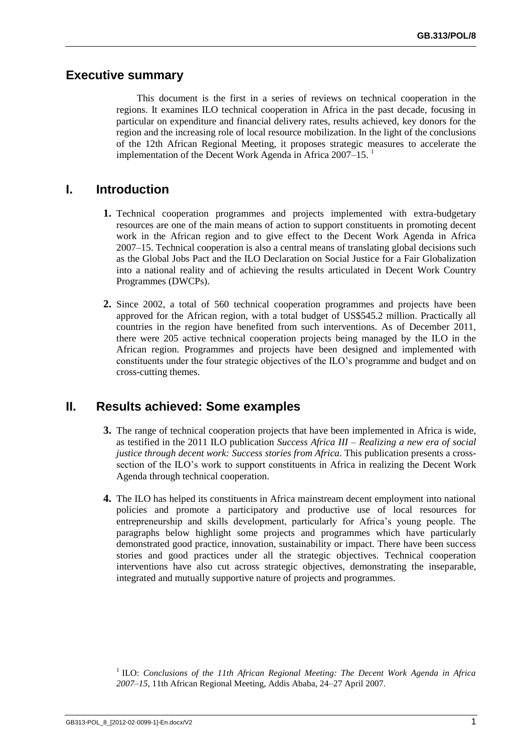## Executive summary

This document is the first in a series of reviews on technical cooperation in the regions. It examines ILO technical cooperation in Africa in the past decade, focusing in particular on expenditure and financial delivery rates, results achieved, key donors for the region and the increasing role of local resource mobilization. In the light of the conclusions of the 12th African Regional Meeting, it proposes strategic measures to accelerate the implementation of the Decent Work Agenda in Africa 2007–15. [1]

## I. Introduction

**1.** Technical cooperation programmes and projects implemented with extra-budgetary resources are one of the main means of action to support constituents in promoting decent work in the African region and to give effect to the Decent Work Agenda in Africa 2007–15. Technical cooperation is also a central means of translating global decisions such as the Global Jobs Pact and the ILO Declaration on Social Justice for a Fair Globalization into a national reality and of achieving the results articulated in Decent Work Country Programmes (DWCPs).

**2.** Since 2002, a total of 560 technical cooperation programmes and projects have been approved for the African region, with a total budget of US$545.2 million. Practically all countries in the region have benefited from such interventions. As of December 2011, there were 205 active technical cooperation projects being managed by the ILO in the African region. Programmes and projects have been designed and implemented with constituents under the four strategic objectives of the ILO's programme and budget and on cross-cutting themes.

## II. Results achieved: Some examples

**3.** The range of technical cooperation projects that have been implemented in Africa is wide, as testified in the 2011 ILO publication *Success Africa III – Realizing a new era of social justice through decent work: Success stories from Africa*. This publication presents a cross-section of the ILO's work to support constituents in Africa in realizing the Decent Work Agenda through technical cooperation.

**4.** The ILO has helped its constituents in Africa mainstream decent employment into national policies and promote a participatory and productive use of local resources for entrepreneurship and skills development, particularly for Africa's young people. The paragraphs below highlight some projects and programmes which have particularly demonstrated good practice, innovation, sustainability or impact. There have been success stories and good practices under all the strategic objectives. Technical cooperation interventions have also cut across strategic objectives, demonstrating the inseparable, integrated and mutually supportive nature of projects and programmes.

[1] ILO: *Conclusions of the 11th African Regional Meeting: The Decent Work Agenda in Africa 2007–15*, 11th African Regional Meeting, Addis Ababa, 24–27 April 2007.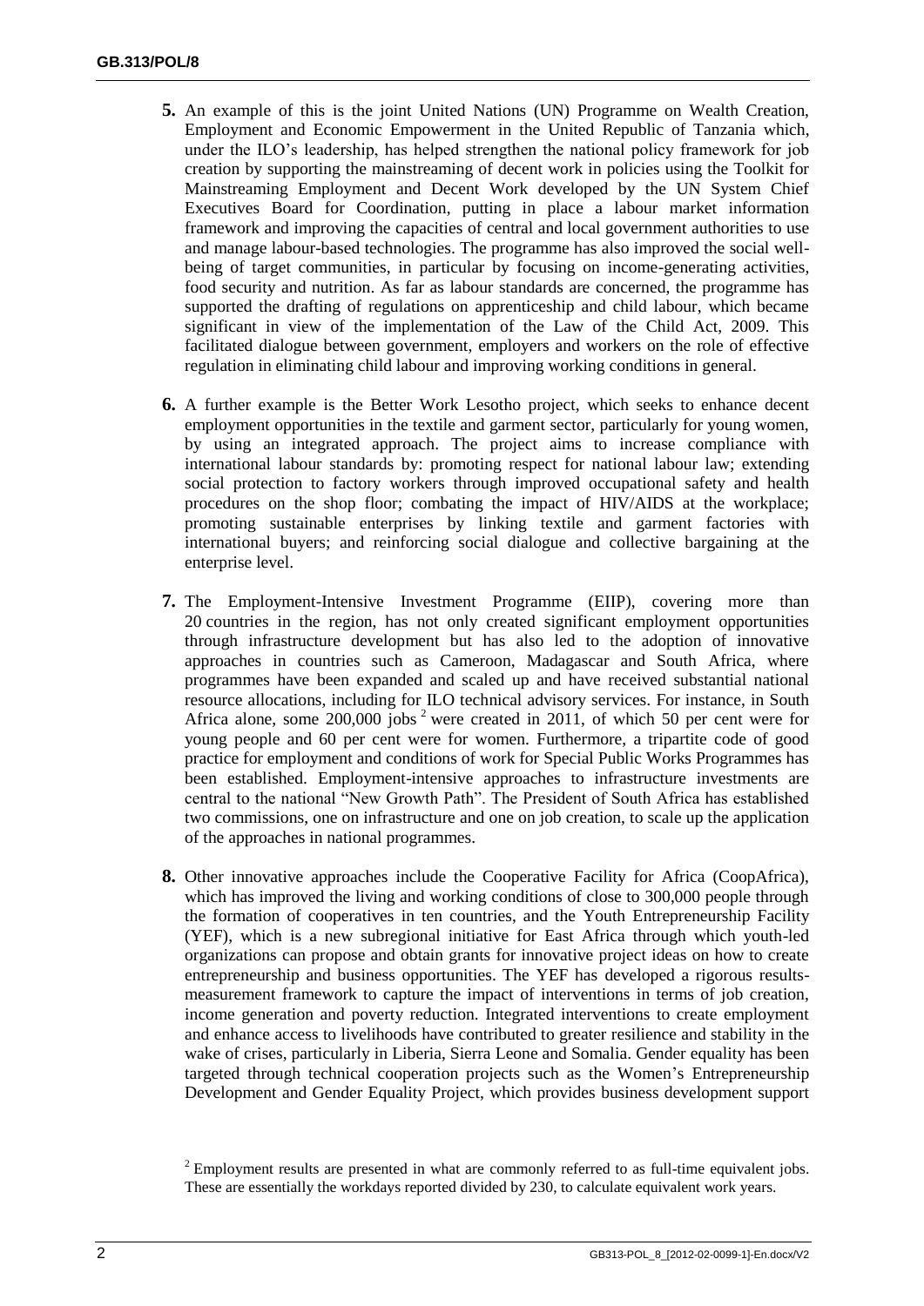**5.** An example of this is the joint United Nations (UN) Programme on Wealth Creation, Employment and Economic Empowerment in the United Republic of Tanzania which, under the ILO's leadership, has helped strengthen the national policy framework for job creation by supporting the mainstreaming of decent work in policies using the Toolkit for Mainstreaming Employment and Decent Work developed by the UN System Chief Executives Board for Coordination, putting in place a labour market information framework and improving the capacities of central and local government authorities to use and manage labour-based technologies. The programme has also improved the social well-being of target communities, in particular by focusing on income-generating activities, food security and nutrition. As far as labour standards are concerned, the programme has supported the drafting of regulations on apprenticeship and child labour, which became significant in view of the implementation of the Law of the Child Act, 2009. This facilitated dialogue between government, employers and workers on the role of effective regulation in eliminating child labour and improving working conditions in general.

**6.** A further example is the Better Work Lesotho project, which seeks to enhance decent employment opportunities in the textile and garment sector, particularly for young women, by using an integrated approach. The project aims to increase compliance with international labour standards by: promoting respect for national labour law; extending social protection to factory workers through improved occupational safety and health procedures on the shop floor; combating the impact of HIV/AIDS at the workplace; promoting sustainable enterprises by linking textile and garment factories with international buyers; and reinforcing social dialogue and collective bargaining at the enterprise level.

**7.** The Employment-Intensive Investment Programme (EIIP), covering more than 20 countries in the region, has not only created significant employment opportunities through infrastructure development but has also led to the adoption of innovative approaches in countries such as Cameroon, Madagascar and South Africa, where programmes have been expanded and scaled up and have received substantial national resource allocations, including for ILO technical advisory services. For instance, in South Africa alone, some 200,000 jobs [2] were created in 2011, of which 50 per cent were for young people and 60 per cent were for women. Furthermore, a tripartite code of good practice for employment and conditions of work for Special Public Works Programmes has been established. Employment-intensive approaches to infrastructure investments are central to the national "New Growth Path". The President of South Africa has established two commissions, one on infrastructure and one on job creation, to scale up the application of the approaches in national programmes.

**8.** Other innovative approaches include the Cooperative Facility for Africa (CoopAfrica), which has improved the living and working conditions of close to 300,000 people through the formation of cooperatives in ten countries, and the Youth Entrepreneurship Facility (YEF), which is a new subregional initiative for East Africa through which youth-led organizations can propose and obtain grants for innovative project ideas on how to create entrepreneurship and business opportunities. The YEF has developed a rigorous results-measurement framework to capture the impact of interventions in terms of job creation, income generation and poverty reduction. Integrated interventions to create employment and enhance access to livelihoods have contributed to greater resilience and stability in the wake of crises, particularly in Liberia, Sierra Leone and Somalia. Gender equality has been targeted through technical cooperation projects such as the Women's Entrepreneurship Development and Gender Equality Project, which provides business development support

[2] Employment results are presented in what are commonly referred to as full-time equivalent jobs. These are essentially the workdays reported divided by 230, to calculate equivalent work years.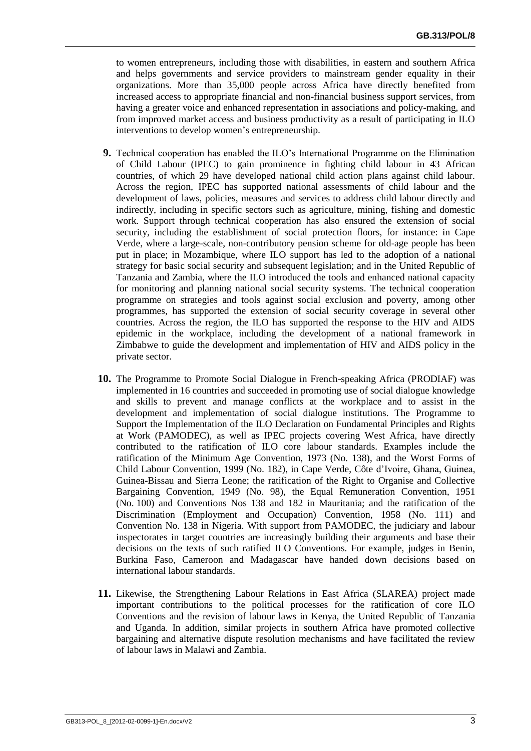to women entrepreneurs, including those with disabilities, in eastern and southern Africa and helps governments and service providers to mainstream gender equality in their organizations. More than 35,000 people across Africa have directly benefited from increased access to appropriate financial and non-financial business support services, from having a greater voice and enhanced representation in associations and policy-making, and from improved market access and business productivity as a result of participating in ILO interventions to develop women's entrepreneurship.

**9.** Technical cooperation has enabled the ILO's International Programme on the Elimination of Child Labour (IPEC) to gain prominence in fighting child labour in 43 African countries, of which 29 have developed national child action plans against child labour. Across the region, IPEC has supported national assessments of child labour and the development of laws, policies, measures and services to address child labour directly and indirectly, including in specific sectors such as agriculture, mining, fishing and domestic work. Support through technical cooperation has also ensured the extension of social security, including the establishment of social protection floors, for instance: in Cape Verde, where a large-scale, non-contributory pension scheme for old-age people has been put in place; in Mozambique, where ILO support has led to the adoption of a national strategy for basic social security and subsequent legislation; and in the United Republic of Tanzania and Zambia, where the ILO introduced the tools and enhanced national capacity for monitoring and planning national social security systems. The technical cooperation programme on strategies and tools against social exclusion and poverty, among other programmes, has supported the extension of social security coverage in several other countries. Across the region, the ILO has supported the response to the HIV and AIDS epidemic in the workplace, including the development of a national framework in Zimbabwe to guide the development and implementation of HIV and AIDS policy in the private sector.

**10.** The Programme to Promote Social Dialogue in French-speaking Africa (PRODIAF) was implemented in 16 countries and succeeded in promoting use of social dialogue knowledge and skills to prevent and manage conflicts at the workplace and to assist in the development and implementation of social dialogue institutions. The Programme to Support the Implementation of the ILO Declaration on Fundamental Principles and Rights at Work (PAMODEC), as well as IPEC projects covering West Africa, have directly contributed to the ratification of ILO core labour standards. Examples include the ratification of the Minimum Age Convention, 1973 (No. 138), and the Worst Forms of Child Labour Convention, 1999 (No. 182), in Cape Verde, Côte d'Ivoire, Ghana, Guinea, Guinea-Bissau and Sierra Leone; the ratification of the Right to Organise and Collective Bargaining Convention, 1949 (No. 98), the Equal Remuneration Convention, 1951 (No. 100) and Conventions Nos 138 and 182 in Mauritania; and the ratification of the Discrimination (Employment and Occupation) Convention, 1958 (No. 111) and Convention No. 138 in Nigeria. With support from PAMODEC, the judiciary and labour inspectorates in target countries are increasingly building their arguments and base their decisions on the texts of such ratified ILO Conventions. For example, judges in Benin, Burkina Faso, Cameroon and Madagascar have handed down decisions based on international labour standards.

**11.** Likewise, the Strengthening Labour Relations in East Africa (SLAREA) project made important contributions to the political processes for the ratification of core ILO Conventions and the revision of labour laws in Kenya, the United Republic of Tanzania and Uganda. In addition, similar projects in southern Africa have promoted collective bargaining and alternative dispute resolution mechanisms and have facilitated the review of labour laws in Malawi and Zambia.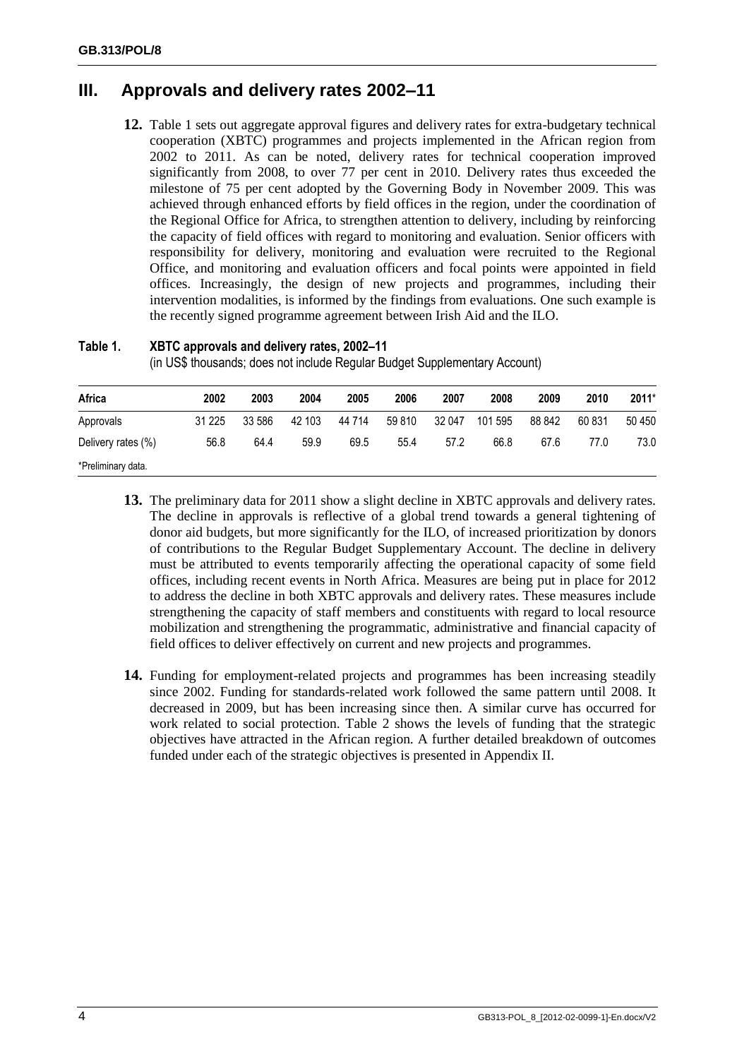## III. Approvals and delivery rates 2002–11

**12.** Table 1 sets out aggregate approval figures and delivery rates for extra-budgetary technical cooperation (XBTC) programmes and projects implemented in the African region from 2002 to 2011. As can be noted, delivery rates for technical cooperation improved significantly from 2008, to over 77 per cent in 2010. Delivery rates thus exceeded the milestone of 75 per cent adopted by the Governing Body in November 2009. This was achieved through enhanced efforts by field offices in the region, under the coordination of the Regional Office for Africa, to strengthen attention to delivery, including by reinforcing the capacity of field offices with regard to monitoring and evaluation. Senior officers with responsibility for delivery, monitoring and evaluation were recruited to the Regional Office, and monitoring and evaluation officers and focal points were appointed in field offices. Increasingly, the design of new projects and programmes, including their intervention modalities, is informed by the findings from evaluations. One such example is the recently signed programme agreement between Irish Aid and the ILO.

**Table 1. XBTC approvals and delivery rates, 2002–11**

(in US$ thousands; does not include Regular Budget Supplementary Account)

| Africa | 2002 | 2003 | 2004 | 2005 | 2006 | 2007 | 2008 | 2009 | 2010 | 2011* |
|---|---|---|---|---|---|---|---|---|---|---|
| Approvals | 31 225 | 33 586 | 42 103 | 44 714 | 59 810 | 32 047 | 101 595 | 88 842 | 60 831 | 50 450 |
| Delivery rates (%) | 56.8 | 64.4 | 59.9 | 69.5 | 55.4 | 57.2 | 66.8 | 67.6 | 77.0 | 73.0 |

*Preliminary data.

**13.** The preliminary data for 2011 show a slight decline in XBTC approvals and delivery rates. The decline in approvals is reflective of a global trend towards a general tightening of donor aid budgets, but more significantly for the ILO, of increased prioritization by donors of contributions to the Regular Budget Supplementary Account. The decline in delivery must be attributed to events temporarily affecting the operational capacity of some field offices, including recent events in North Africa. Measures are being put in place for 2012 to address the decline in both XBTC approvals and delivery rates. These measures include strengthening the capacity of staff members and constituents with regard to local resource mobilization and strengthening the programmatic, administrative and financial capacity of field offices to deliver effectively on current and new projects and programmes.

**14.** Funding for employment-related projects and programmes has been increasing steadily since 2002. Funding for standards-related work followed the same pattern until 2008. It decreased in 2009, but has been increasing since then. A similar curve has occurred for work related to social protection. Table 2 shows the levels of funding that the strategic objectives have attracted in the African region. A further detailed breakdown of outcomes funded under each of the strategic objectives is presented in Appendix II.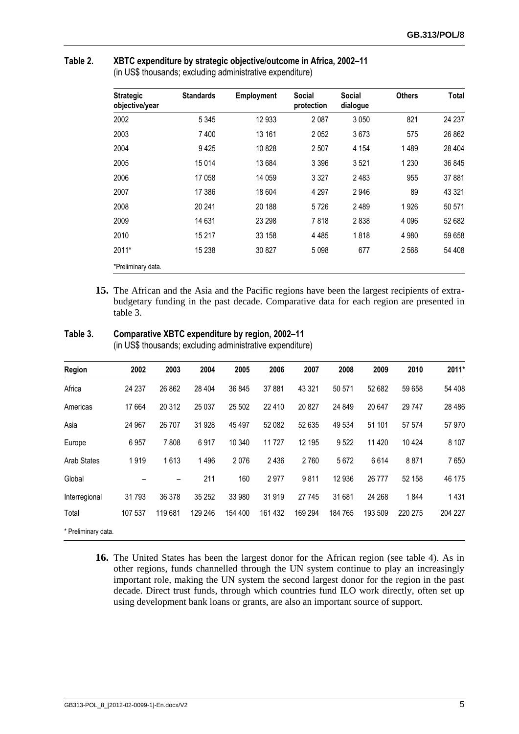**Table 2. XBTC expenditure by strategic objective/outcome in Africa, 2002–11**
(in US$ thousands; excluding administrative expenditure)

| Strategic objective/year | Standards | Employment | Social protection | Social dialogue | Others | Total |
|---|---|---|---|---|---|---|
| 2002 | 5 345 | 12 933 | 2 087 | 3 050 | 821 | 24 237 |
| 2003 | 7 400 | 13 161 | 2 052 | 3 673 | 575 | 26 862 |
| 2004 | 9 425 | 10 828 | 2 507 | 4 154 | 1 489 | 28 404 |
| 2005 | 15 014 | 13 684 | 3 396 | 3 521 | 1 230 | 36 845 |
| 2006 | 17 058 | 14 059 | 3 327 | 2 483 | 955 | 37 881 |
| 2007 | 17 386 | 18 604 | 4 297 | 2 946 | 89 | 43 321 |
| 2008 | 20 241 | 20 188 | 5 726 | 2 489 | 1 926 | 50 571 |
| 2009 | 14 631 | 23 298 | 7 818 | 2 838 | 4 096 | 52 682 |
| 2010 | 15 217 | 33 158 | 4 485 | 1 818 | 4 980 | 59 658 |
| 2011* | 15 238 | 30 827 | 5 098 | 677 | 2 568 | 54 408 |

*Preliminary data.

**15.** The African and the Asia and the Pacific regions have been the largest recipients of extra-budgetary funding in the past decade. Comparative data for each region are presented in table 3.

**Table 3. Comparative XBTC expenditure by region, 2002–11**
(in US$ thousands; excluding administrative expenditure)

| Region | 2002 | 2003 | 2004 | 2005 | 2006 | 2007 | 2008 | 2009 | 2010 | 2011* |
|---|---|---|---|---|---|---|---|---|---|---|
| Africa | 24 237 | 26 862 | 28 404 | 36 845 | 37 881 | 43 321 | 50 571 | 52 682 | 59 658 | 54 408 |
| Americas | 17 664 | 20 312 | 25 037 | 25 502 | 22 410 | 20 827 | 24 849 | 20 647 | 29 747 | 28 486 |
| Asia | 24 967 | 26 707 | 31 928 | 45 497 | 52 082 | 52 635 | 49 534 | 51 101 | 57 574 | 57 970 |
| Europe | 6 957 | 7 808 | 6 917 | 10 340 | 11 727 | 12 195 | 9 522 | 11 420 | 10 424 | 8 107 |
| Arab States | 1 919 | 1 613 | 1 496 | 2 076 | 2 436 | 2 760 | 5 672 | 6 614 | 8 871 | 7 650 |
| Global | – | – | 211 | 160 | 2 977 | 9 811 | 12 936 | 26 777 | 52 158 | 46 175 |
| Interregional | 31 793 | 36 378 | 35 252 | 33 980 | 31 919 | 27 745 | 31 681 | 24 268 | 1 844 | 1 431 |
| Total | 107 537 | 119 681 | 129 246 | 154 400 | 161 432 | 169 294 | 184 765 | 193 509 | 220 275 | 204 227 |

\* Preliminary data.

**16.** The United States has been the largest donor for the African region (see table 4). As in other regions, funds channelled through the UN system continue to play an increasingly important role, making the UN system the second largest donor for the region in the past decade. Direct trust funds, through which countries fund ILO work directly, often set up using development bank loans or grants, are also an important source of support.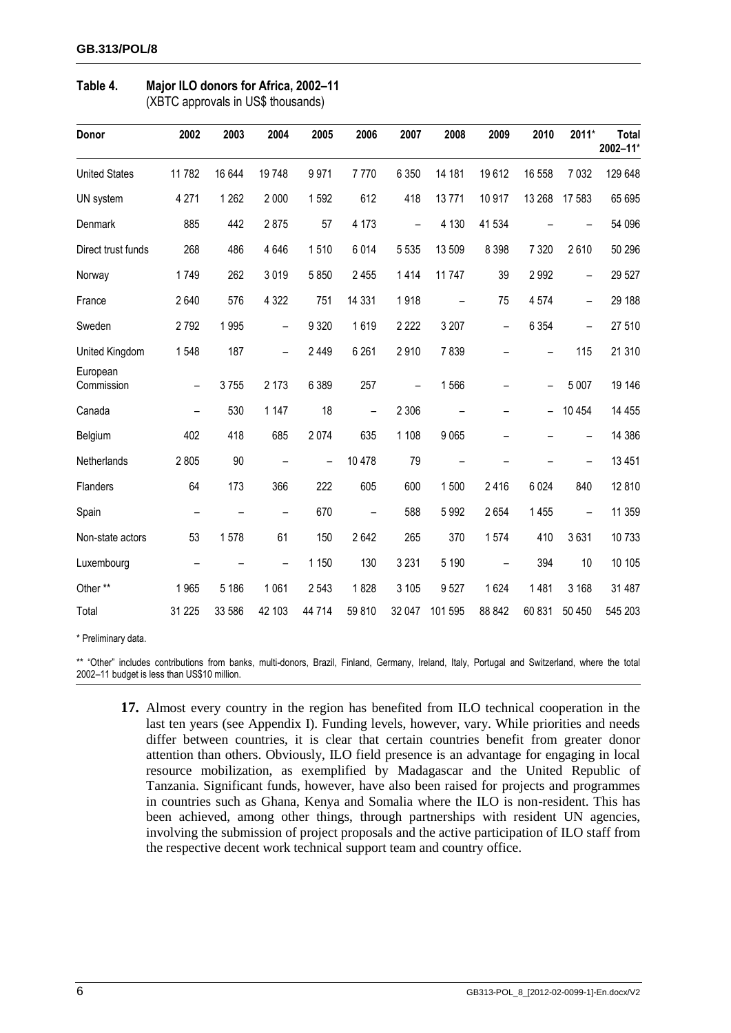**Table 4. Major ILO donors for Africa, 2002–11**
(XBTC approvals in US$ thousands)

| Donor | 2002 | 2003 | 2004 | 2005 | 2006 | 2007 | 2008 | 2009 | 2010 | 2011* | Total 2002–11* |
|---|---|---|---|---|---|---|---|---|---|---|---|
| United States | 11 782 | 16 644 | 19 748 | 9 971 | 7 770 | 6 350 | 14 181 | 19 612 | 16 558 | 7 032 | 129 648 |
| UN system | 4 271 | 1 262 | 2 000 | 1 592 | 612 | 418 | 13 771 | 10 917 | 13 268 | 17 583 | 65 695 |
| Denmark | 885 | 442 | 2 875 | 57 | 4 173 | – | 4 130 | 41 534 | – | – | 54 096 |
| Direct trust funds | 268 | 486 | 4 646 | 1 510 | 6 014 | 5 535 | 13 509 | 8 398 | 7 320 | 2 610 | 50 296 |
| Norway | 1 749 | 262 | 3 019 | 5 850 | 2 455 | 1 414 | 11 747 | 39 | 2 992 | – | 29 527 |
| France | 2 640 | 576 | 4 322 | 751 | 14 331 | 1 918 | – | 75 | 4 574 | – | 29 188 |
| Sweden | 2 792 | 1 995 | – | 9 320 | 1 619 | 2 222 | 3 207 | – | 6 354 | – | 27 510 |
| United Kingdom | 1 548 | 187 | – | 2 449 | 6 261 | 2 910 | 7 839 | – | – | 115 | 21 310 |
| European Commission | – | 3 755 | 2 173 | 6 389 | 257 | – | 1 566 | – | – | 5 007 | 19 146 |
| Canada | – | 530 | 1 147 | 18 | – | 2 306 | – | – | – | 10 454 | 14 455 |
| Belgium | 402 | 418 | 685 | 2 074 | 635 | 1 108 | 9 065 | – | – | – | 14 386 |
| Netherlands | 2 805 | 90 | – | – | 10 478 | 79 | – | – | – | – | 13 451 |
| Flanders | 64 | 173 | 366 | 222 | 605 | 600 | 1 500 | 2 416 | 6 024 | 840 | 12 810 |
| Spain | – | – | – | 670 | – | 588 | 5 992 | 2 654 | 1 455 | – | 11 359 |
| Non-state actors | 53 | 1 578 | 61 | 150 | 2 642 | 265 | 370 | 1 574 | 410 | 3 631 | 10 733 |
| Luxembourg | – | – | – | 1 150 | 130 | 3 231 | 5 190 | – | 394 | 10 | 10 105 |
| Other ** | 1 965 | 5 186 | 1 061 | 2 543 | 1 828 | 3 105 | 9 527 | 1 624 | 1 481 | 3 168 | 31 487 |
| Total | 31 225 | 33 586 | 42 103 | 44 714 | 59 810 | 32 047 | 101 595 | 88 842 | 60 831 | 50 450 | 545 203 |

\* Preliminary data.

** "Other" includes contributions from banks, multi-donors, Brazil, Finland, Germany, Ireland, Italy, Portugal and Switzerland, where the total 2002–11 budget is less than US$10 million.

**17.** Almost every country in the region has benefited from ILO technical cooperation in the last ten years (see Appendix I). Funding levels, however, vary. While priorities and needs differ between countries, it is clear that certain countries benefit from greater donor attention than others. Obviously, ILO field presence is an advantage for engaging in local resource mobilization, as exemplified by Madagascar and the United Republic of Tanzania. Significant funds, however, have also been raised for projects and programmes in countries such as Ghana, Kenya and Somalia where the ILO is non-resident. This has been achieved, among other things, through partnerships with resident UN agencies, involving the submission of project proposals and the active participation of ILO staff from the respective decent work technical support team and country office.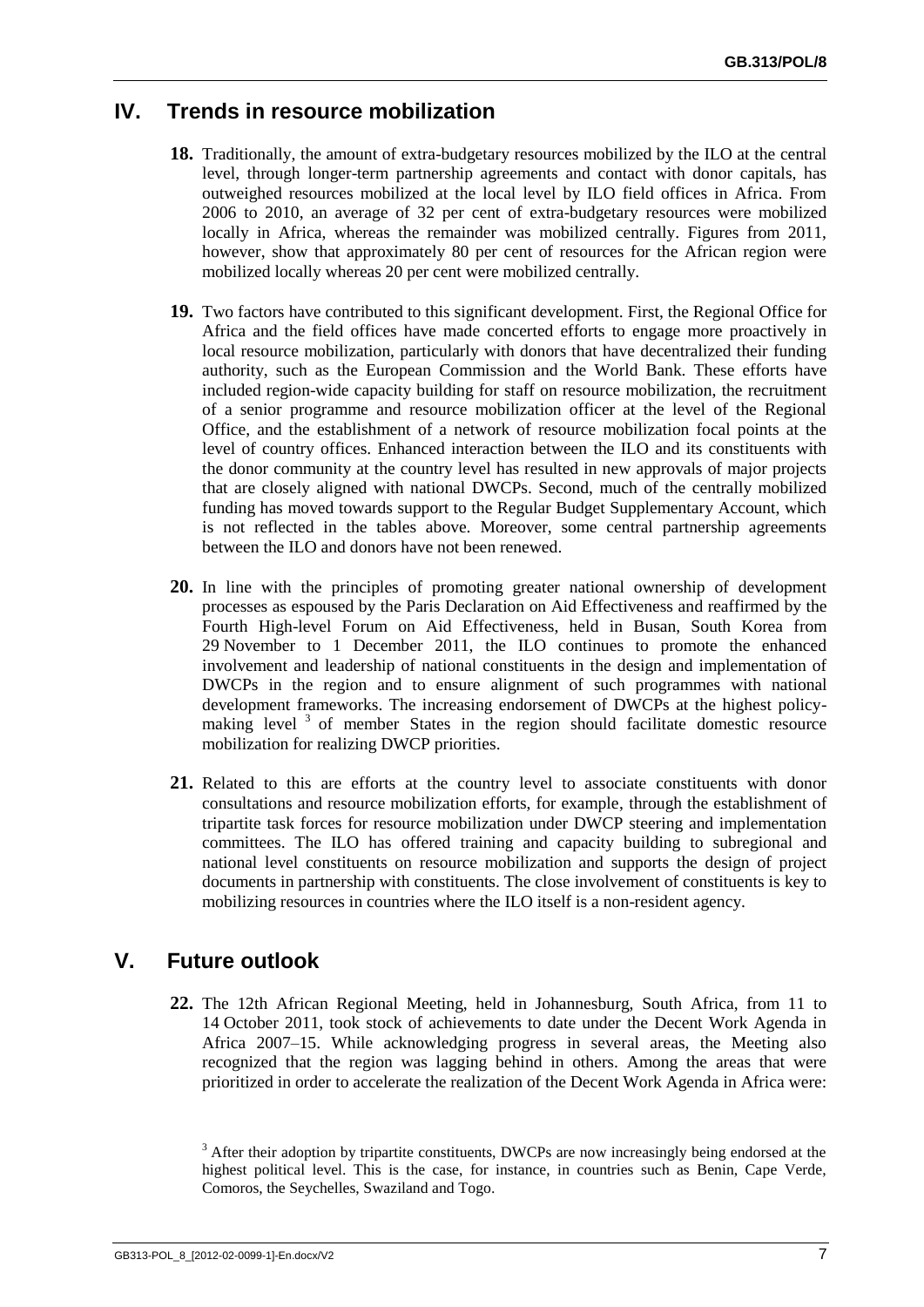## IV. Trends in resource mobilization

**18.** Traditionally, the amount of extra-budgetary resources mobilized by the ILO at the central level, through longer-term partnership agreements and contact with donor capitals, has outweighed resources mobilized at the local level by ILO field offices in Africa. From 2006 to 2010, an average of 32 per cent of extra-budgetary resources were mobilized locally in Africa, whereas the remainder was mobilized centrally. Figures from 2011, however, show that approximately 80 per cent of resources for the African region were mobilized locally whereas 20 per cent were mobilized centrally.

**19.** Two factors have contributed to this significant development. First, the Regional Office for Africa and the field offices have made concerted efforts to engage more proactively in local resource mobilization, particularly with donors that have decentralized their funding authority, such as the European Commission and the World Bank. These efforts have included region-wide capacity building for staff on resource mobilization, the recruitment of a senior programme and resource mobilization officer at the level of the Regional Office, and the establishment of a network of resource mobilization focal points at the level of country offices. Enhanced interaction between the ILO and its constituents with the donor community at the country level has resulted in new approvals of major projects that are closely aligned with national DWCPs. Second, much of the centrally mobilized funding has moved towards support to the Regular Budget Supplementary Account, which is not reflected in the tables above. Moreover, some central partnership agreements between the ILO and donors have not been renewed.

**20.** In line with the principles of promoting greater national ownership of development processes as espoused by the Paris Declaration on Aid Effectiveness and reaffirmed by the Fourth High-level Forum on Aid Effectiveness, held in Busan, South Korea from 29 November to 1 December 2011, the ILO continues to promote the enhanced involvement and leadership of national constituents in the design and implementation of DWCPs in the region and to ensure alignment of such programmes with national development frameworks. The increasing endorsement of DWCPs at the highest policy-making level [3] of member States in the region should facilitate domestic resource mobilization for realizing DWCP priorities.

**21.** Related to this are efforts at the country level to associate constituents with donor consultations and resource mobilization efforts, for example, through the establishment of tripartite task forces for resource mobilization under DWCP steering and implementation committees. The ILO has offered training and capacity building to subregional and national level constituents on resource mobilization and supports the design of project documents in partnership with constituents. The close involvement of constituents is key to mobilizing resources in countries where the ILO itself is a non-resident agency.

## V. Future outlook

**22.** The 12th African Regional Meeting, held in Johannesburg, South Africa, from 11 to 14 October 2011, took stock of achievements to date under the Decent Work Agenda in Africa 2007–15. While acknowledging progress in several areas, the Meeting also recognized that the region was lagging behind in others. Among the areas that were prioritized in order to accelerate the realization of the Decent Work Agenda in Africa were:

[3] After their adoption by tripartite constituents, DWCPs are now increasingly being endorsed at the highest political level. This is the case, for instance, in countries such as Benin, Cape Verde, Comoros, the Seychelles, Swaziland and Togo.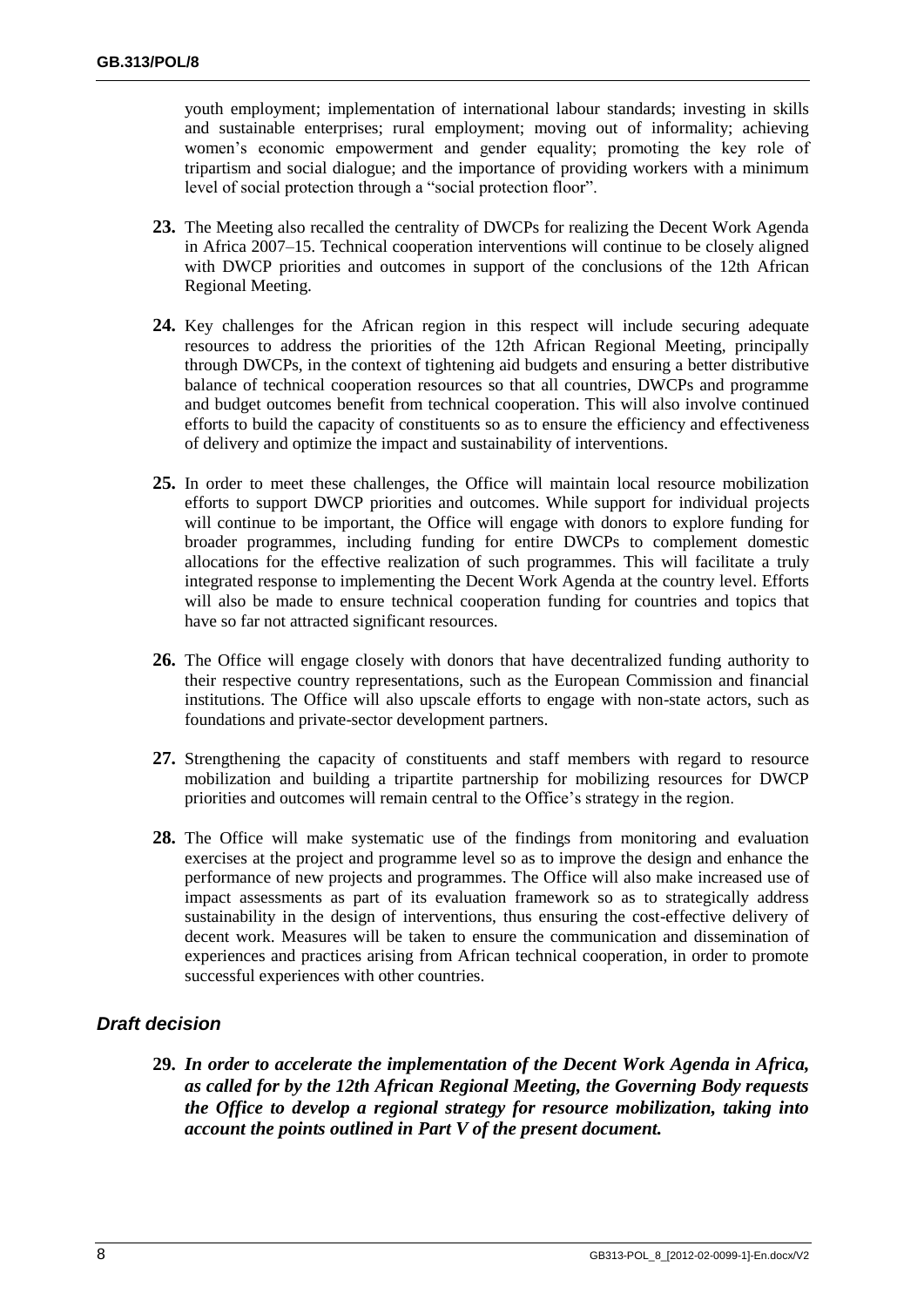youth employment; implementation of international labour standards; investing in skills and sustainable enterprises; rural employment; moving out of informality; achieving women's economic empowerment and gender equality; promoting the key role of tripartism and social dialogue; and the importance of providing workers with a minimum level of social protection through a "social protection floor".

**23.** The Meeting also recalled the centrality of DWCPs for realizing the Decent Work Agenda in Africa 2007–15. Technical cooperation interventions will continue to be closely aligned with DWCP priorities and outcomes in support of the conclusions of the 12th African Regional Meeting.

**24.** Key challenges for the African region in this respect will include securing adequate resources to address the priorities of the 12th African Regional Meeting, principally through DWCPs, in the context of tightening aid budgets and ensuring a better distributive balance of technical cooperation resources so that all countries, DWCPs and programme and budget outcomes benefit from technical cooperation. This will also involve continued efforts to build the capacity of constituents so as to ensure the efficiency and effectiveness of delivery and optimize the impact and sustainability of interventions.

**25.** In order to meet these challenges, the Office will maintain local resource mobilization efforts to support DWCP priorities and outcomes. While support for individual projects will continue to be important, the Office will engage with donors to explore funding for broader programmes, including funding for entire DWCPs to complement domestic allocations for the effective realization of such programmes. This will facilitate a truly integrated response to implementing the Decent Work Agenda at the country level. Efforts will also be made to ensure technical cooperation funding for countries and topics that have so far not attracted significant resources.

**26.** The Office will engage closely with donors that have decentralized funding authority to their respective country representations, such as the European Commission and financial institutions. The Office will also upscale efforts to engage with non-state actors, such as foundations and private-sector development partners.

**27.** Strengthening the capacity of constituents and staff members with regard to resource mobilization and building a tripartite partnership for mobilizing resources for DWCP priorities and outcomes will remain central to the Office's strategy in the region.

**28.** The Office will make systematic use of the findings from monitoring and evaluation exercises at the project and programme level so as to improve the design and enhance the performance of new projects and programmes. The Office will also make increased use of impact assessments as part of its evaluation framework so as to strategically address sustainability in the design of interventions, thus ensuring the cost-effective delivery of decent work. Measures will be taken to ensure the communication and dissemination of experiences and practices arising from African technical cooperation, in order to promote successful experiences with other countries.

### *Draft decision*

**29.** ***In order to accelerate the implementation of the Decent Work Agenda in Africa, as called for by the 12th African Regional Meeting, the Governing Body requests the Office to develop a regional strategy for resource mobilization, taking into account the points outlined in Part V of the present document.***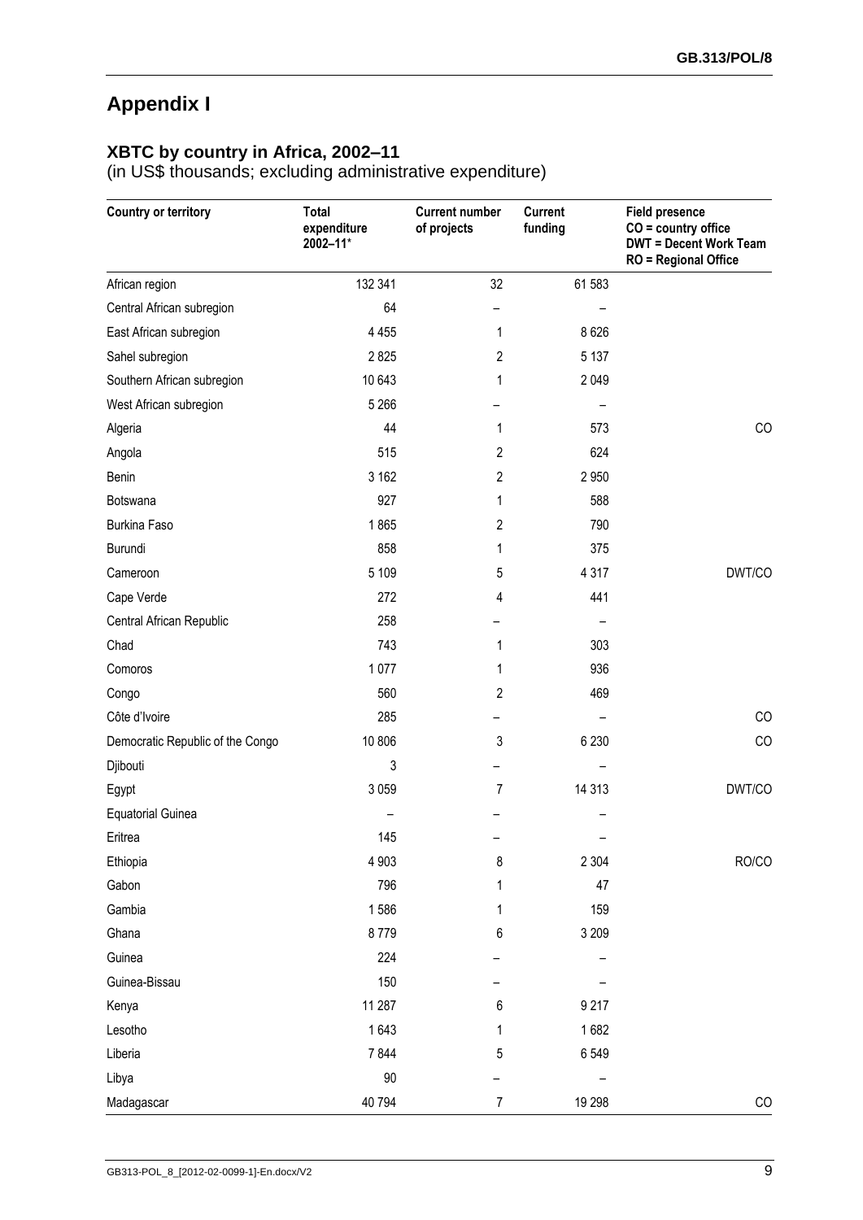# Appendix I

## XBTC by country in Africa, 2002–11

(in US$ thousands; excluding administrative expenditure)

| Country or territory | Total expenditure 2002–11* | Current number of projects | Current funding | Field presence CO = country office DWT = Decent Work Team RO = Regional Office |
|---|---|---|---|---|
| African region | 132 341 | 32 | 61 583 | |
| Central African subregion | 64 | – | – | |
| East African subregion | 4 455 | 1 | 8 626 | |
| Sahel subregion | 2 825 | 2 | 5 137 | |
| Southern African subregion | 10 643 | 1 | 2 049 | |
| West African subregion | 5 266 | – | – | |
| Algeria | 44 | 1 | 573 | CO |
| Angola | 515 | 2 | 624 | |
| Benin | 3 162 | 2 | 2 950 | |
| Botswana | 927 | 1 | 588 | |
| Burkina Faso | 1 865 | 2 | 790 | |
| Burundi | 858 | 1 | 375 | |
| Cameroon | 5 109 | 5 | 4 317 | DWT/CO |
| Cape Verde | 272 | 4 | 441 | |
| Central African Republic | 258 | – | – | |
| Chad | 743 | 1 | 303 | |
| Comoros | 1 077 | 1 | 936 | |
| Congo | 560 | 2 | 469 | |
| Côte d'Ivoire | 285 | – | – | CO |
| Democratic Republic of the Congo | 10 806 | 3 | 6 230 | CO |
| Djibouti | 3 | – | – | |
| Egypt | 3 059 | 7 | 14 313 | DWT/CO |
| Equatorial Guinea | – | – | – | |
| Eritrea | 145 | – | – | |
| Ethiopia | 4 903 | 8 | 2 304 | RO/CO |
| Gabon | 796 | 1 | 47 | |
| Gambia | 1 586 | 1 | 159 | |
| Ghana | 8 779 | 6 | 3 209 | |
| Guinea | 224 | – | – | |
| Guinea-Bissau | 150 | – | – | |
| Kenya | 11 287 | 6 | 9 217 | |
| Lesotho | 1 643 | 1 | 1 682 | |
| Liberia | 7 844 | 5 | 6 549 | |
| Libya | 90 | – | – | |
| Madagascar | 40 794 | 7 | 19 298 | CO |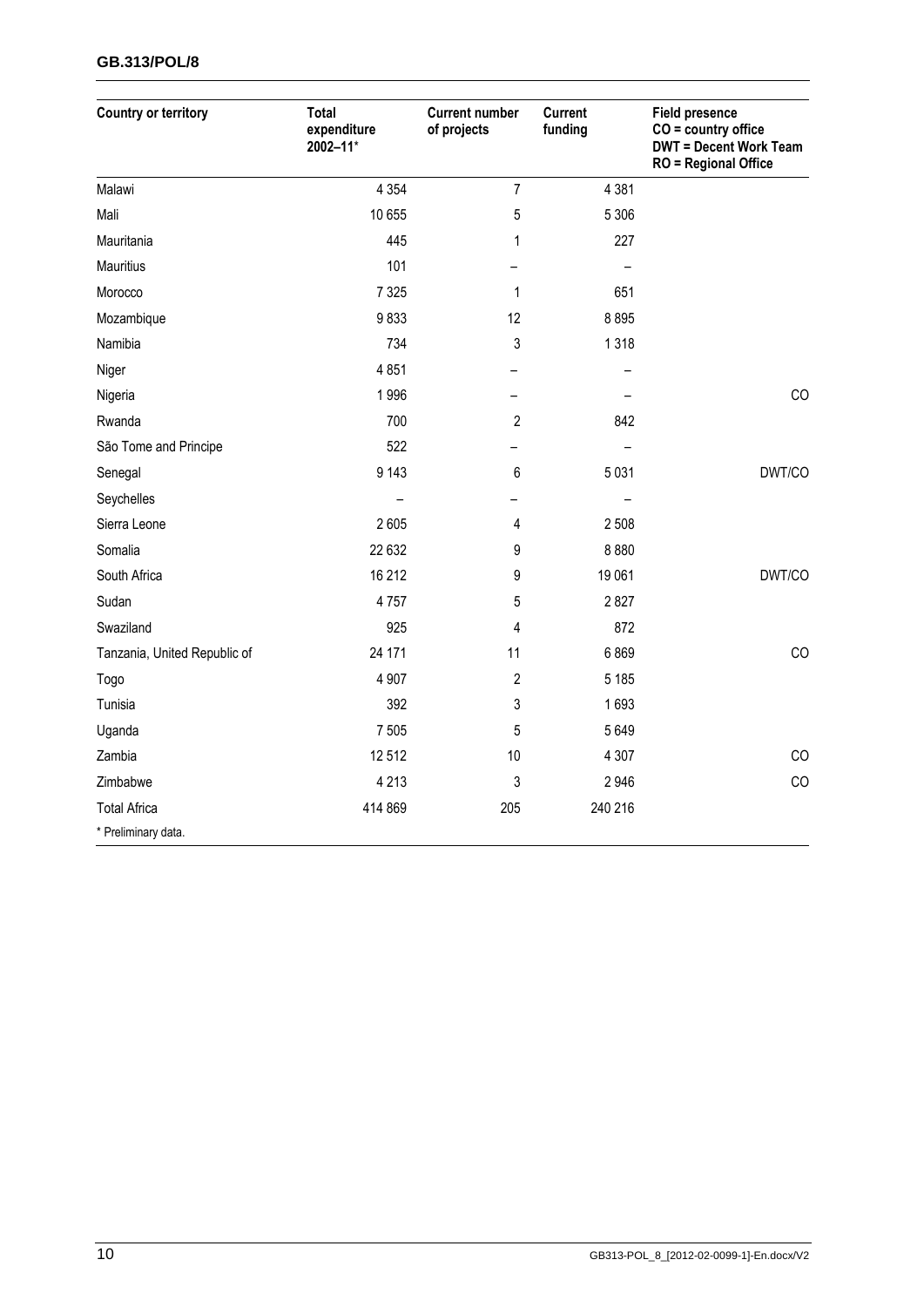| Country or territory | Total expenditure 2002–11* | Current number of projects | Current funding | Field presence<br>CO = country office<br>DWT = Decent Work Team<br>RO = Regional Office |
|---|---|---|---|---|
| Malawi | 4 354 | 7 | 4 381 | |
| Mali | 10 655 | 5 | 5 306 | |
| Mauritania | 445 | 1 | 227 | |
| Mauritius | 101 | – | – | |
| Morocco | 7 325 | 1 | 651 | |
| Mozambique | 9 833 | 12 | 8 895 | |
| Namibia | 734 | 3 | 1 318 | |
| Niger | 4 851 | – | – | |
| Nigeria | 1 996 | – | – | CO |
| Rwanda | 700 | 2 | 842 | |
| São Tome and Principe | 522 | – | – | |
| Senegal | 9 143 | 6 | 5 031 | DWT/CO |
| Seychelles | – | – | – | |
| Sierra Leone | 2 605 | 4 | 2 508 | |
| Somalia | 22 632 | 9 | 8 880 | |
| South Africa | 16 212 | 9 | 19 061 | DWT/CO |
| Sudan | 4 757 | 5 | 2 827 | |
| Swaziland | 925 | 4 | 872 | |
| Tanzania, United Republic of | 24 171 | 11 | 6 869 | CO |
| Togo | 4 907 | 2 | 5 185 | |
| Tunisia | 392 | 3 | 1 693 | |
| Uganda | 7 505 | 5 | 5 649 | |
| Zambia | 12 512 | 10 | 4 307 | CO |
| Zimbabwe | 4 213 | 3 | 2 946 | CO |
| Total Africa | 414 869 | 205 | 240 216 | |

\* Preliminary data.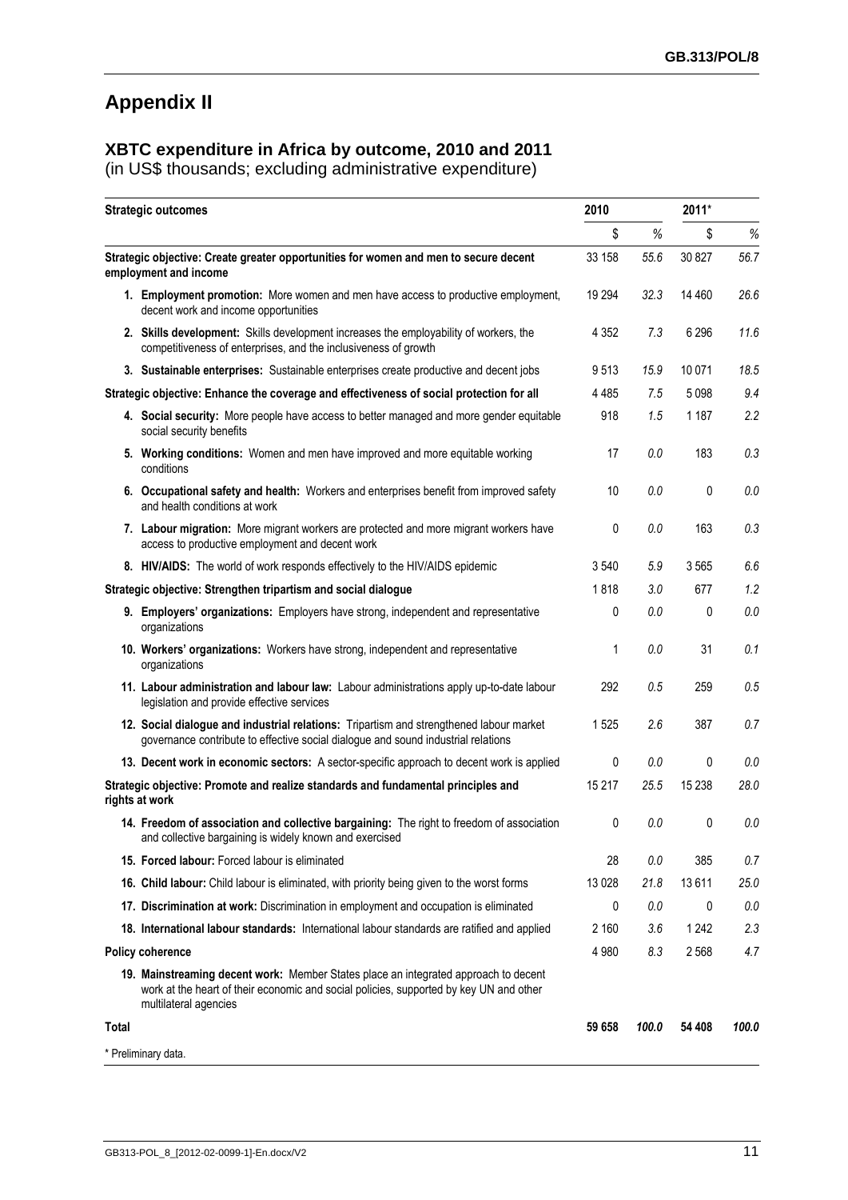# Appendix II

## XBTC expenditure in Africa by outcome, 2010 and 2011

(in US$ thousands; excluding administrative expenditure)

| Strategic outcomes | 2010 | | 2011* | |
|---|---|---|---|---|
| | $ | % | $ | % |
| **Strategic objective: Create greater opportunities for women and men to secure decent employment and income** | 33 158 | *55.6* | 30 827 | *56.7* |
| **1. Employment promotion:** More women and men have access to productive employment, decent work and income opportunities | 19 294 | *32.3* | 14 460 | *26.6* |
| **2. Skills development:** Skills development increases the employability of workers, the competitiveness of enterprises, and the inclusiveness of growth | 4 352 | *7.3* | 6 296 | *11.6* |
| **3. Sustainable enterprises:** Sustainable enterprises create productive and decent jobs | 9 513 | *15.9* | 10 071 | *18.5* |
| **Strategic objective: Enhance the coverage and effectiveness of social protection for all** | 4 485 | *7.5* | 5 098 | *9.4* |
| **4. Social security:** More people have access to better managed and more gender equitable social security benefits | 918 | *1.5* | 1 187 | *2.2* |
| **5. Working conditions:** Women and men have improved and more equitable working conditions | 17 | *0.0* | 183 | *0.3* |
| **6. Occupational safety and health:** Workers and enterprises benefit from improved safety and health conditions at work | 10 | *0.0* | 0 | *0.0* |
| **7. Labour migration:** More migrant workers are protected and more migrant workers have access to productive employment and decent work | 0 | *0.0* | 163 | *0.3* |
| **8. HIV/AIDS:** The world of work responds effectively to the HIV/AIDS epidemic | 3 540 | *5.9* | 3 565 | *6.6* |
| **Strategic objective: Strengthen tripartism and social dialogue** | 1 818 | *3.0* | 677 | *1.2* |
| **9. Employers' organizations:** Employers have strong, independent and representative organizations | 0 | *0.0* | 0 | *0.0* |
| **10. Workers' organizations:** Workers have strong, independent and representative organizations | 1 | *0.0* | 31 | *0.1* |
| **11. Labour administration and labour law:** Labour administrations apply up-to-date labour legislation and provide effective services | 292 | *0.5* | 259 | *0.5* |
| **12. Social dialogue and industrial relations:** Tripartism and strengthened labour market governance contribute to effective social dialogue and sound industrial relations | 1 525 | *2.6* | 387 | *0.7* |
| **13. Decent work in economic sectors:** A sector-specific approach to decent work is applied | 0 | *0.0* | 0 | *0.0* |
| **Strategic objective: Promote and realize standards and fundamental principles and rights at work** | 15 217 | *25.5* | 15 238 | *28.0* |
| **14. Freedom of association and collective bargaining:** The right to freedom of association and collective bargaining is widely known and exercised | 0 | *0.0* | 0 | *0.0* |
| **15. Forced labour:** Forced labour is eliminated | 28 | *0.0* | 385 | *0.7* |
| **16. Child labour:** Child labour is eliminated, with priority being given to the worst forms | 13 028 | *21.8* | 13 611 | *25.0* |
| **17. Discrimination at work:** Discrimination in employment and occupation is eliminated | 0 | *0.0* | 0 | *0.0* |
| **18. International labour standards:** International labour standards are ratified and applied | 2 160 | *3.6* | 1 242 | *2.3* |
| **Policy coherence** | 4 980 | *8.3* | 2 568 | *4.7* |
| **19. Mainstreaming decent work:** Member States place an integrated approach to decent work at the heart of their economic and social policies, supported by key UN and other multilateral agencies | | | | |
| **Total** | **59 658** | ***100.0*** | **54 408** | ***100.0*** |

\* Preliminary data.